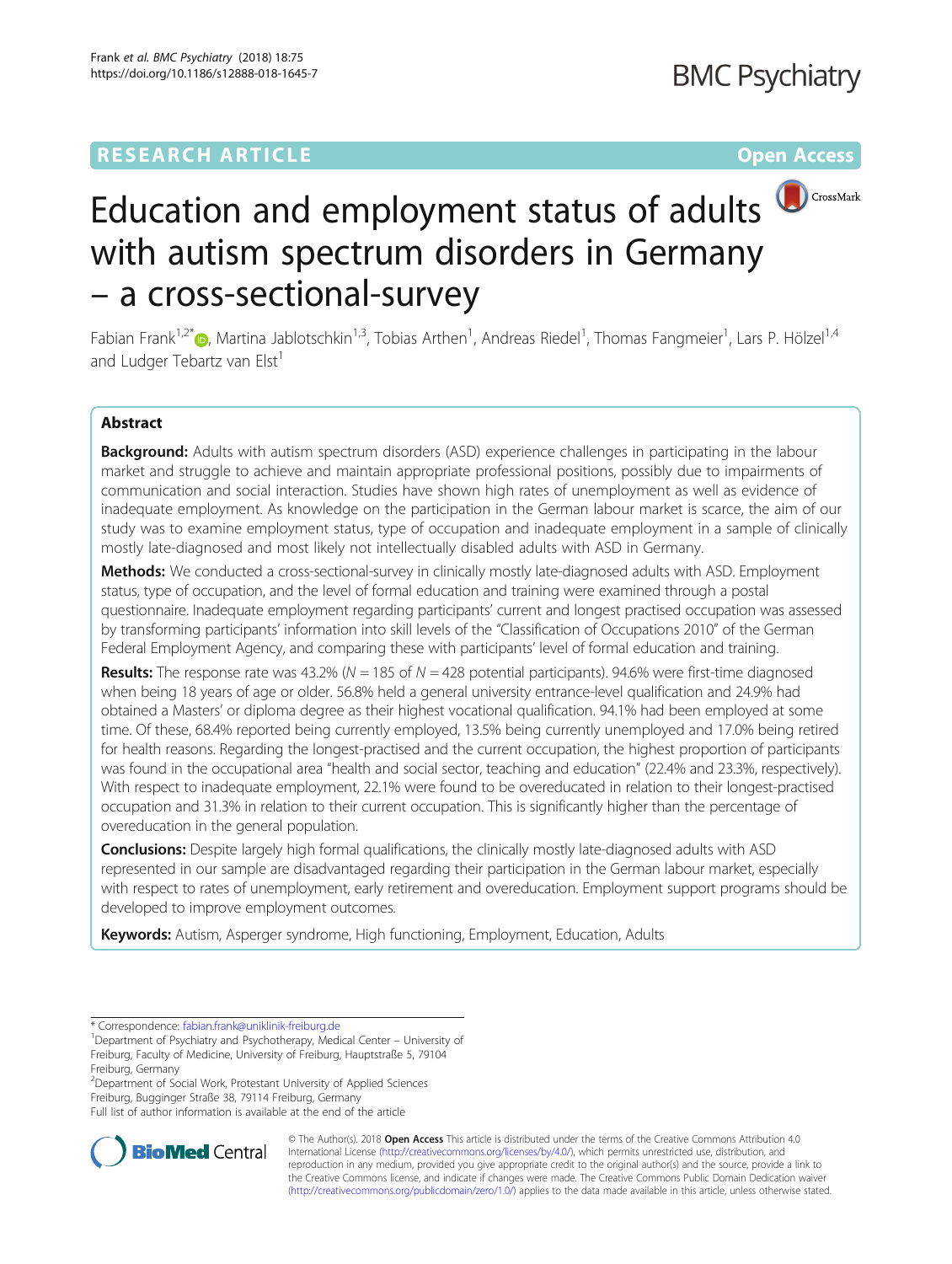RESEARCH ARTICLE

Open Access

# Education and employment status of adults with autism spectrum disorders in Germany – a cross-sectional-survey

Fabian Frank[1,2*], Martina Jablotschkin[1,3], Tobias Arthen[1], Andreas Riedel[1], Thomas Fangmeier[1], Lars P. Hölzel[1,4] and Ludger Tebartz van Elst[1]

## Abstract

**Background:** Adults with autism spectrum disorders (ASD) experience challenges in participating in the labour market and struggle to achieve and maintain appropriate professional positions, possibly due to impairments of communication and social interaction. Studies have shown high rates of unemployment as well as evidence of inadequate employment. As knowledge on the participation in the German labour market is scarce, the aim of our study was to examine employment status, type of occupation and inadequate employment in a sample of clinically mostly late-diagnosed and most likely not intellectually disabled adults with ASD in Germany.

**Methods:** We conducted a cross-sectional-survey in clinically mostly late-diagnosed adults with ASD. Employment status, type of occupation, and the level of formal education and training were examined through a postal questionnaire. Inadequate employment regarding participants' current and longest practised occupation was assessed by transforming participants' information into skill levels of the "Classification of Occupations 2010" of the German Federal Employment Agency, and comparing these with participants' level of formal education and training.

**Results:** The response rate was 43.2% ($N = 185$ of $N = 428$ potential participants). 94.6% were first-time diagnosed when being 18 years of age or older. 56.8% held a general university entrance-level qualification and 24.9% had obtained a Masters' or diploma degree as their highest vocational qualification. 94.1% had been employed at some time. Of these, 68.4% reported being currently employed, 13.5% being currently unemployed and 17.0% being retired for health reasons. Regarding the longest-practised and the current occupation, the highest proportion of participants was found in the occupational area "health and social sector, teaching and education" (22.4% and 23.3%, respectively). With respect to inadequate employment, 22.1% were found to be overeducated in relation to their longest-practised occupation and 31.3% in relation to their current occupation. This is significantly higher than the percentage of overeducation in the general population.

**Conclusions:** Despite largely high formal qualifications, the clinically mostly late-diagnosed adults with ASD represented in our sample are disadvantaged regarding their participation in the German labour market, especially with respect to rates of unemployment, early retirement and overeducation. Employment support programs should be developed to improve employment outcomes.

**Keywords:** Autism, Asperger syndrome, High functioning, Employment, Education, Adults

* Correspondence: fabian.frank@uniklinik-freiburg.de
[1]Department of Psychiatry and Psychotherapy, Medical Center – University of Freiburg, Faculty of Medicine, University of Freiburg, Hauptstraße 5, 79104 Freiburg, Germany
[2]Department of Social Work, Protestant University of Applied Sciences Freiburg, Bugginger Straße 38, 79114 Freiburg, Germany
Full list of author information is available at the end of the article

© The Author(s). 2018 **Open Access** This article is distributed under the terms of the Creative Commons Attribution 4.0 International License (http://creativecommons.org/licenses/by/4.0/), which permits unrestricted use, distribution, and reproduction in any medium, provided you give appropriate credit to the original author(s) and the source, provide a link to the Creative Commons license, and indicate if changes were made. The Creative Commons Public Domain Dedication waiver (http://creativecommons.org/publicdomain/zero/1.0/) applies to the data made available in this article, unless otherwise stated.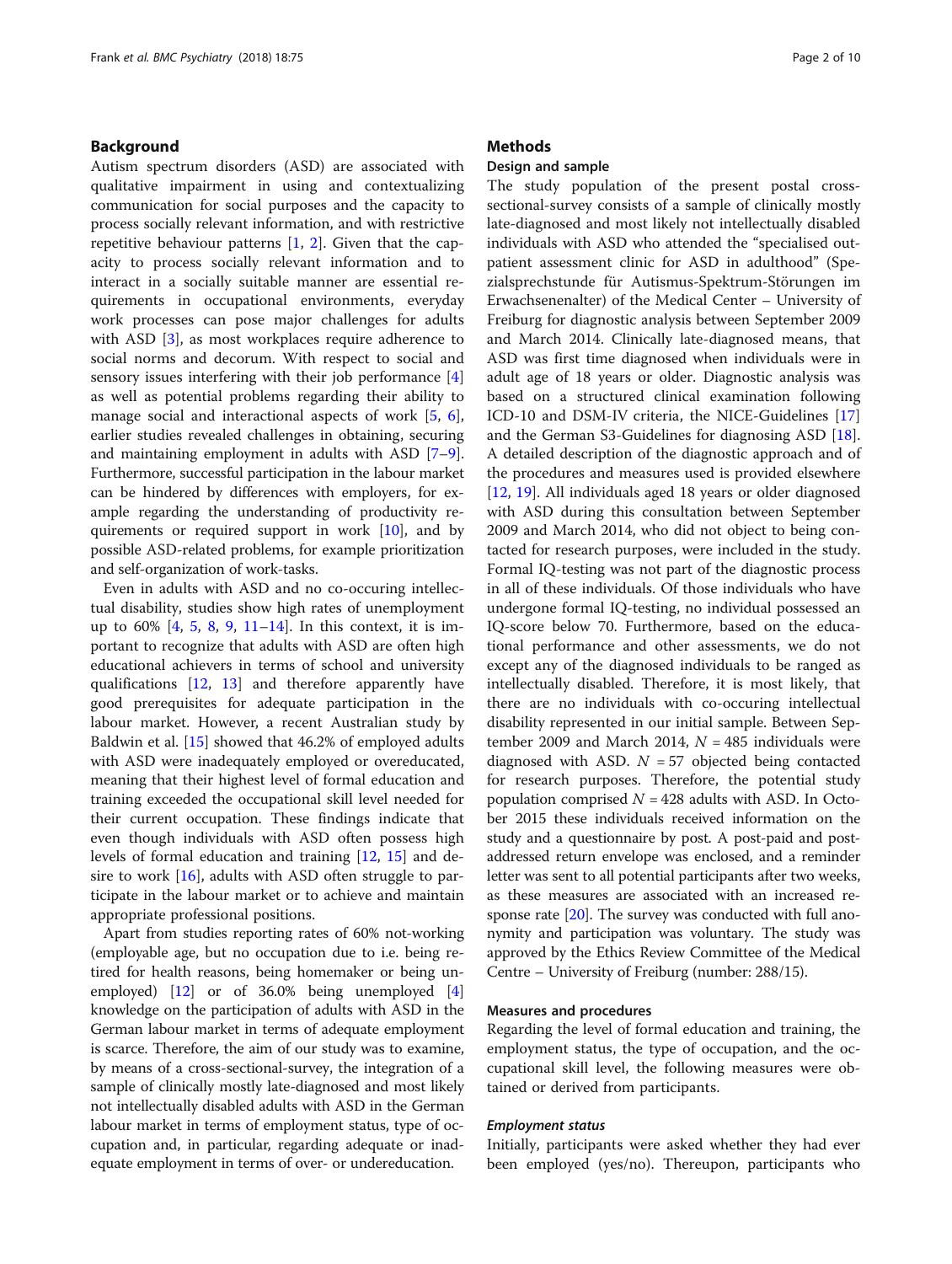## Background

Autism spectrum disorders (ASD) are associated with qualitative impairment in using and contextualizing communication for social purposes and the capacity to process socially relevant information, and with restrictive repetitive behaviour patterns [1, 2]. Given that the capacity to process socially relevant information and to interact in a socially suitable manner are essential requirements in occupational environments, everyday work processes can pose major challenges for adults with ASD [3], as most workplaces require adherence to social norms and decorum. With respect to social and sensory issues interfering with their job performance [4] as well as potential problems regarding their ability to manage social and interactional aspects of work [5, 6], earlier studies revealed challenges in obtaining, securing and maintaining employment in adults with ASD [7–9]. Furthermore, successful participation in the labour market can be hindered by differences with employers, for example regarding the understanding of productivity requirements or required support in work [10], and by possible ASD-related problems, for example prioritization and self-organization of work-tasks.

Even in adults with ASD and no co-occuring intellectual disability, studies show high rates of unemployment up to 60% [4, 5, 8, 9, 11–14]. In this context, it is important to recognize that adults with ASD are often high educational achievers in terms of school and university qualifications [12, 13] and therefore apparently have good prerequisites for adequate participation in the labour market. However, a recent Australian study by Baldwin et al. [15] showed that 46.2% of employed adults with ASD were inadequately employed or overeducated, meaning that their highest level of formal education and training exceeded the occupational skill level needed for their current occupation. These findings indicate that even though individuals with ASD often possess high levels of formal education and training [12, 15] and desire to work [16], adults with ASD often struggle to participate in the labour market or to achieve and maintain appropriate professional positions.

Apart from studies reporting rates of 60% not-working (employable age, but no occupation due to i.e. being retired for health reasons, being homemaker or being unemployed) [12] or of 36.0% being unemployed [4] knowledge on the participation of adults with ASD in the German labour market in terms of adequate employment is scarce. Therefore, the aim of our study was to examine, by means of a cross-sectional-survey, the integration of a sample of clinically mostly late-diagnosed and most likely not intellectually disabled adults with ASD in the German labour market in terms of employment status, type of occupation and, in particular, regarding adequate or inadequate employment in terms of over- or undereducation.

## Methods

### Design and sample

The study population of the present postal cross-sectional-survey consists of a sample of clinically mostly late-diagnosed and most likely not intellectually disabled individuals with ASD who attended the "specialised outpatient assessment clinic for ASD in adulthood" (Spezialsprechstunde für Autismus-Spektrum-Störungen im Erwachsenenalter) of the Medical Center – University of Freiburg for diagnostic analysis between September 2009 and March 2014. Clinically late-diagnosed means, that ASD was first time diagnosed when individuals were in adult age of 18 years or older. Diagnostic analysis was based on a structured clinical examination following ICD-10 and DSM-IV criteria, the NICE-Guidelines [17] and the German S3-Guidelines for diagnosing ASD [18]. A detailed description of the diagnostic approach and of the procedures and measures used is provided elsewhere [12, 19]. All individuals aged 18 years or older diagnosed with ASD during this consultation between September 2009 and March 2014, who did not object to being contacted for research purposes, were included in the study. Formal IQ-testing was not part of the diagnostic process in all of these individuals. Of those individuals who have undergone formal IQ-testing, no individual possessed an IQ-score below 70. Furthermore, based on the educational performance and other assessments, we do not except any of the diagnosed individuals to be ranged as intellectually disabled. Therefore, it is most likely, that there are no individuals with co-occuring intellectual disability represented in our initial sample. Between September 2009 and March 2014, $N = 485$ individuals were diagnosed with ASD. $N = 57$ objected being contacted for research purposes. Therefore, the potential study population comprised $N = 428$ adults with ASD. In October 2015 these individuals received information on the study and a questionnaire by post. A post-paid and post-addressed return envelope was enclosed, and a reminder letter was sent to all potential participants after two weeks, as these measures are associated with an increased response rate [20]. The survey was conducted with full anonymity and participation was voluntary. The study was approved by the Ethics Review Committee of the Medical Centre – University of Freiburg (number: 288/15).

### Measures and procedures

Regarding the level of formal education and training, the employment status, the type of occupation, and the occupational skill level, the following measures were obtained or derived from participants.

#### *Employment status*

Initially, participants were asked whether they had ever been employed (yes/no). Thereupon, participants who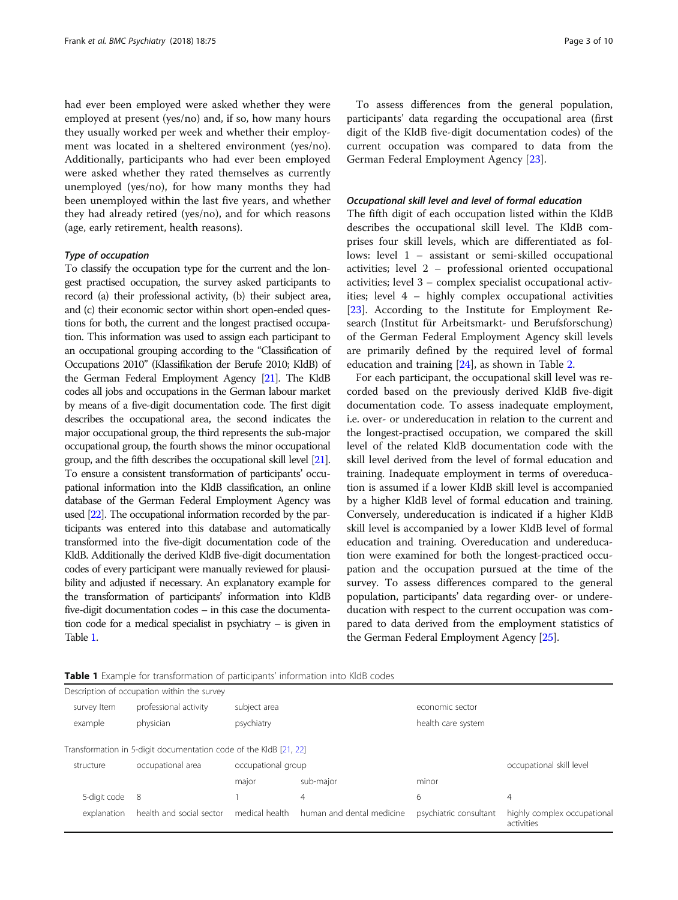had ever been employed were asked whether they were employed at present (yes/no) and, if so, how many hours they usually worked per week and whether their employment was located in a sheltered environment (yes/no). Additionally, participants who had ever been employed were asked whether they rated themselves as currently unemployed (yes/no), for how many months they had been unemployed within the last five years, and whether they had already retired (yes/no), and for which reasons (age, early retirement, health reasons).

#### *Type of occupation*

To classify the occupation type for the current and the longest practised occupation, the survey asked participants to record (a) their professional activity, (b) their subject area, and (c) their economic sector within short open-ended questions for both, the current and the longest practised occupation. This information was used to assign each participant to an occupational grouping according to the "Classification of Occupations 2010" (Klassifikation der Berufe 2010; KldB) of the German Federal Employment Agency [21]. The KldB codes all jobs and occupations in the German labour market by means of a five-digit documentation code. The first digit describes the occupational area, the second indicates the major occupational group, the third represents the sub-major occupational group, the fourth shows the minor occupational group, and the fifth describes the occupational skill level [21]. To ensure a consistent transformation of participants' occupational information into the KldB classification, an online database of the German Federal Employment Agency was used [22]. The occupational information recorded by the participants was entered into this database and automatically transformed into the five-digit documentation code of the KldB. Additionally the derived KldB five-digit documentation codes of every participant were manually reviewed for plausibility and adjusted if necessary. An explanatory example for the transformation of participants' information into KldB five-digit documentation codes – in this case the documentation code for a medical specialist in psychiatry – is given in Table 1.

To assess differences from the general population, participants' data regarding the occupational area (first digit of the KldB five-digit documentation codes) of the current occupation was compared to data from the German Federal Employment Agency [23].

#### *Occupational skill level and level of formal education*

The fifth digit of each occupation listed within the KldB describes the occupational skill level. The KldB comprises four skill levels, which are differentiated as follows: level 1 – assistant or semi-skilled occupational activities; level 2 – professional oriented occupational activities; level 3 – complex specialist occupational activities; level 4 – highly complex occupational activities [23]. According to the Institute for Employment Research (Institut für Arbeitsmarkt- und Berufsforschung) of the German Federal Employment Agency skill levels are primarily defined by the required level of formal education and training [24], as shown in Table 2.

For each participant, the occupational skill level was recorded based on the previously derived KldB five-digit documentation code. To assess inadequate employment, i.e. over- or undereducation in relation to the current and the longest-practised occupation, we compared the skill level of the related KldB documentation code with the skill level derived from the level of formal education and training. Inadequate employment in terms of overeducation is assumed if a lower KldB skill level is accompanied by a higher KldB level of formal education and training. Conversely, undereducation is indicated if a higher KldB skill level is accompanied by a lower KldB level of formal education and training. Overeducation and undereducation were examined for both the longest-practiced occupation and the occupation pursued at the time of the survey. To assess differences compared to the general population, participants' data regarding over- or undereducation with respect to the current occupation was compared to data derived from the employment statistics of the German Federal Employment Agency [25].

**Table 1** Example for transformation of participants' information into KldB codes

| Description of occupation within the survey | | | | | |
|---|---|---|---|---|---|
| survey Item | professional activity | subject area | | economic sector | |
| example | physician | psychiatry | | health care system | |
| Transformation in 5-digit documentation code of the KldB [21, 22] | | | | | |
| structure | occupational area | occupational group | | | occupational skill level |
| | | major | sub-major | minor | |
| 5-digit code | 8 | 1 | 4 | 6 | 4 |
| explanation | health and social sector | medical health | human and dental medicine | psychiatric consultant | highly complex occupational activities |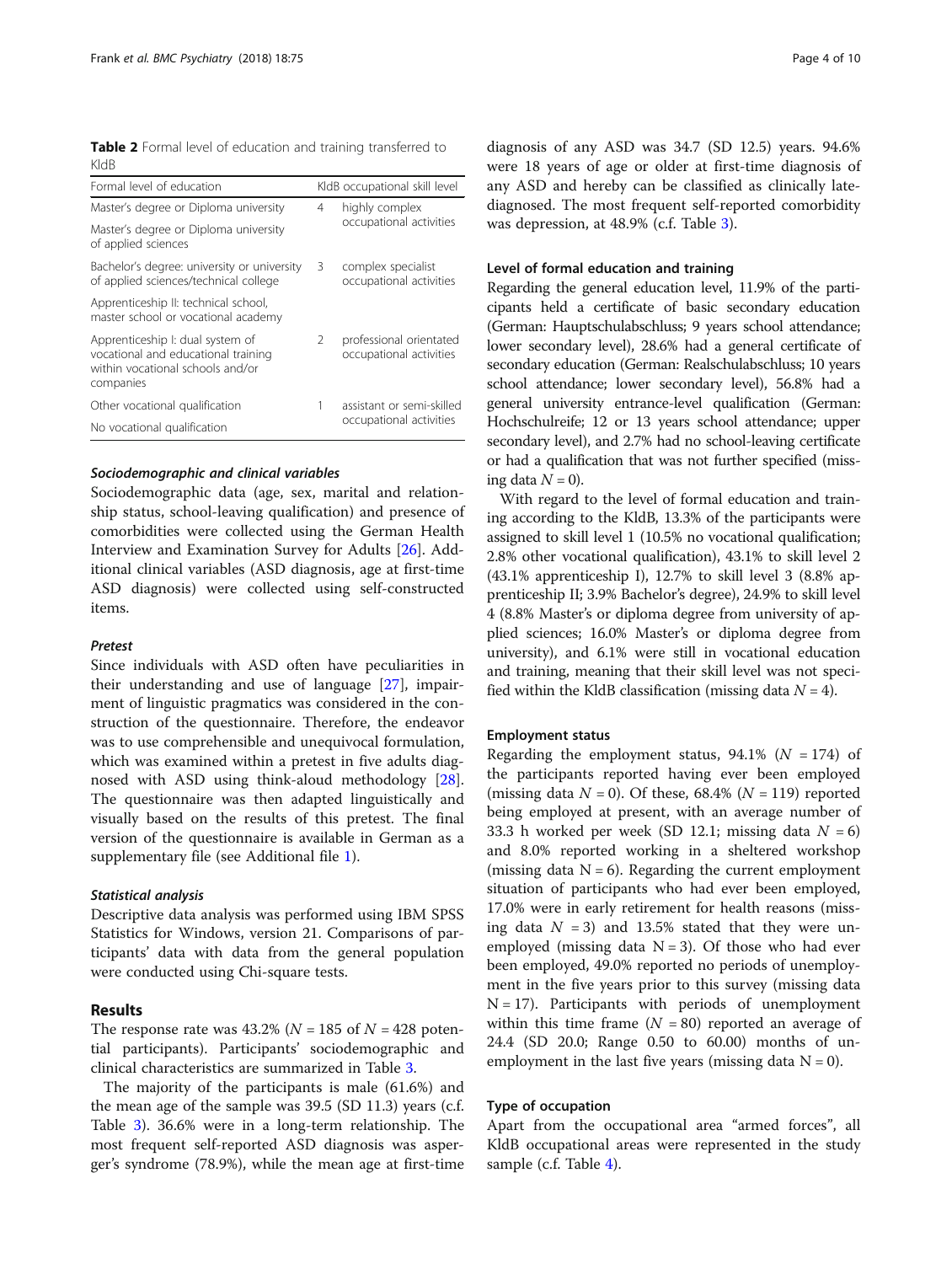**Table 2** Formal level of education and training transferred to KldB

| Formal level of education | KldB occupational skill level | |
|---|---|---|
| Master's degree or Diploma university | 4 | highly complex occupational activities |
| Master's degree or Diploma university of applied sciences | | |
| Bachelor's degree: university or university of applied sciences/technical college | 3 | complex specialist occupational activities |
| Apprenticeship II: technical school, master school or vocational academy | | |
| Apprenticeship I: dual system of vocational and educational training within vocational schools and/or companies | 2 | professional orientated occupational activities |
| Other vocational qualification | 1 | assistant or semi-skilled occupational activities |
| No vocational qualification | | |

#### *Sociodemographic and clinical variables*

Sociodemographic data (age, sex, marital and relationship status, school-leaving qualification) and presence of comorbidities were collected using the German Health Interview and Examination Survey for Adults [26]. Additional clinical variables (ASD diagnosis, age at first-time ASD diagnosis) were collected using self-constructed items.

#### *Pretest*

Since individuals with ASD often have peculiarities in their understanding and use of language [27], impairment of linguistic pragmatics was considered in the construction of the questionnaire. Therefore, the endeavor was to use comprehensible and unequivocal formulation, which was examined within a pretest in five adults diagnosed with ASD using think-aloud methodology [28]. The questionnaire was then adapted linguistically and visually based on the results of this pretest. The final version of the questionnaire is available in German as a supplementary file (see Additional file 1).

#### *Statistical analysis*

Descriptive data analysis was performed using IBM SPSS Statistics for Windows, version 21. Comparisons of participants' data with data from the general population were conducted using Chi-square tests.

## Results

The response rate was 43.2% (*N* = 185 of *N* = 428 potential participants). Participants' sociodemographic and clinical characteristics are summarized in Table 3.

The majority of the participants is male (61.6%) and the mean age of the sample was 39.5 (SD 11.3) years (c.f. Table 3). 36.6% were in a long-term relationship. The most frequent self-reported ASD diagnosis was asperger's syndrome (78.9%), while the mean age at first-time diagnosis of any ASD was 34.7 (SD 12.5) years. 94.6% were 18 years of age or older at first-time diagnosis of any ASD and hereby can be classified as clinically late-diagnosed. The most frequent self-reported comorbidity was depression, at 48.9% (c.f. Table 3).

### Level of formal education and training

Regarding the general education level, 11.9% of the participants held a certificate of basic secondary education (German: Hauptschulabschluss; 9 years school attendance; lower secondary level), 28.6% had a general certificate of secondary education (German: Realschulabschluss; 10 years school attendance; lower secondary level), 56.8% had a general university entrance-level qualification (German: Hochschulreife; 12 or 13 years school attendance; upper secondary level), and 2.7% had no school-leaving certificate or had a qualification that was not further specified (missing data *N* = 0).

With regard to the level of formal education and training according to the KldB, 13.3% of the participants were assigned to skill level 1 (10.5% no vocational qualification; 2.8% other vocational qualification), 43.1% to skill level 2 (43.1% apprenticeship I), 12.7% to skill level 3 (8.8% apprenticeship II; 3.9% Bachelor's degree), 24.9% to skill level 4 (8.8% Master's or diploma degree from university of applied sciences; 16.0% Master's or diploma degree from university), and 6.1% were still in vocational education and training, meaning that their skill level was not specified within the KldB classification (missing data *N* = 4).

### Employment status

Regarding the employment status, 94.1% (*N* = 174) of the participants reported having ever been employed (missing data *N* = 0). Of these, 68.4% (*N* = 119) reported being employed at present, with an average number of 33.3 h worked per week (SD 12.1; missing data *N* = 6) and 8.0% reported working in a sheltered workshop (missing data N = 6). Regarding the current employment situation of participants who had ever been employed, 17.0% were in early retirement for health reasons (missing data *N* = 3) and 13.5% stated that they were unemployed (missing data N = 3). Of those who had ever been employed, 49.0% reported no periods of unemployment in the five years prior to this survey (missing data N = 17). Participants with periods of unemployment within this time frame (*N* = 80) reported an average of 24.4 (SD 20.0; Range 0.50 to 60.00) months of unemployment in the last five years (missing data N = 0).

### Type of occupation

Apart from the occupational area "armed forces", all KldB occupational areas were represented in the study sample (c.f. Table 4).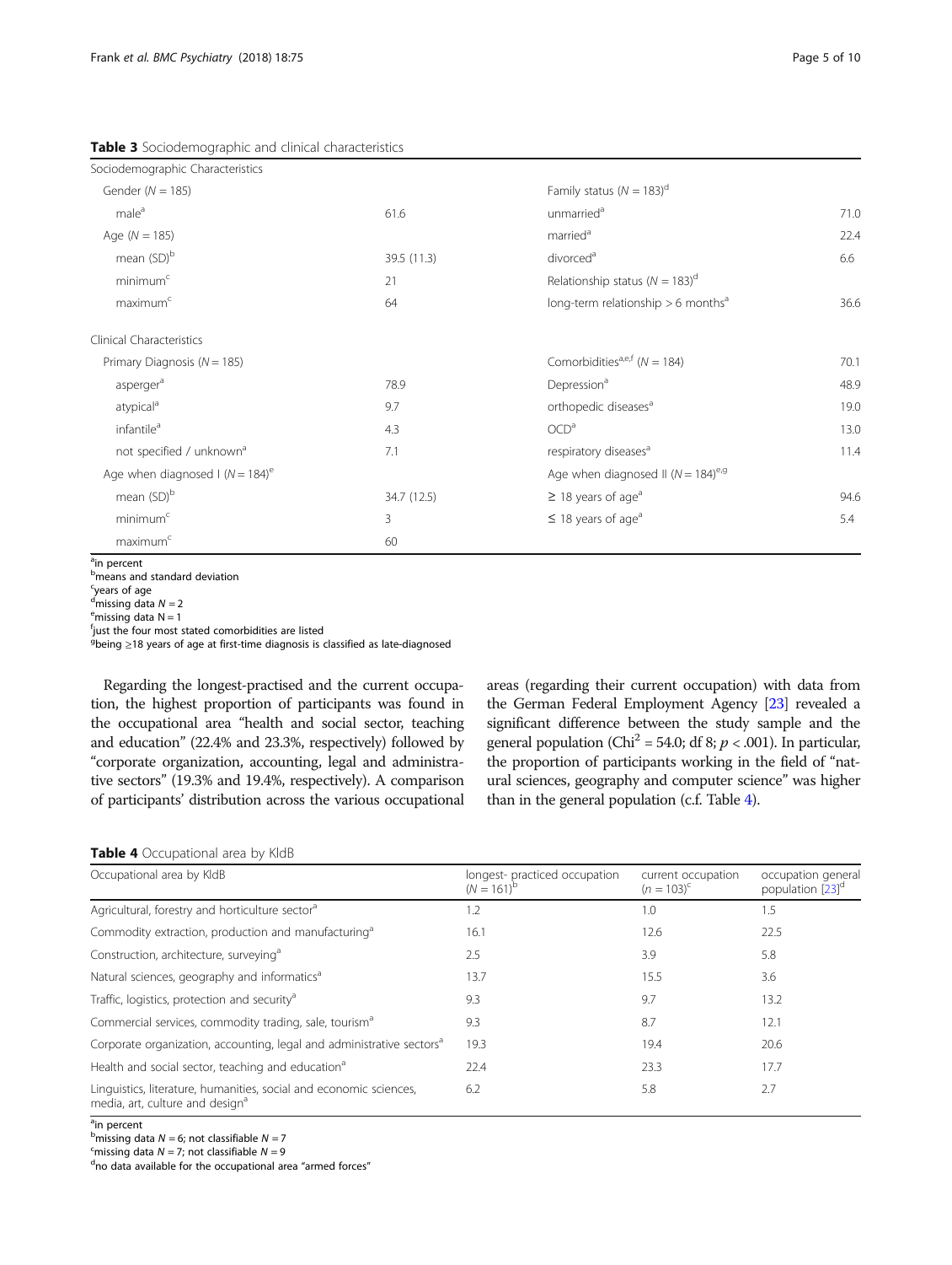**Table 3** Sociodemographic and clinical characteristics

| Sociodemographic Characteristics | | | |
|---|---|---|---|
| Gender (*N* = 185) | | Family status (*N* = 183)[d] | |
| male[a] | 61.6 | unmarried[a] | 71.0 |
| Age (*N* = 185) | | married[a] | 22.4 |
| mean (SD)[b] | 39.5 (11.3) | divorced[a] | 6.6 |
| minimum[c] | 21 | Relationship status (*N* = 183)[d] | |
| maximum[c] | 64 | long-term relationship > 6 months[a] | 36.6 |
| **Clinical Characteristics** | | | |
| Primary Diagnosis (*N* = 185) | | Comorbidities[a,e,f] (*N* = 184) | 70.1 |
| asperger[a] | 78.9 | Depression[a] | 48.9 |
| atypical[a] | 9.7 | orthopedic diseases[a] | 19.0 |
| infantile[a] | 4.3 | OCD[a] | 13.0 |
| not specified / unknown[a] | 7.1 | respiratory diseases[a] | 11.4 |
| Age when diagnosed I (*N* = 184)[e] | | Age when diagnosed II (*N* = 184)[e,g] | |
| mean (SD)[b] | 34.7 (12.5) | ≥ 18 years of age[a] | 94.6 |
| minimum[c] | 3 | ≤ 18 years of age[a] | 5.4 |
| maximum[c] | 60 | | |

[a]in percent
[b]means and standard deviation
[c]years of age
[d]missing data *N* = 2
[e]missing data N = 1
[f]just the four most stated comorbidities are listed
[g]being ≥18 years of age at first-time diagnosis is classified as late-diagnosed

Regarding the longest-practised and the current occupation, the highest proportion of participants was found in the occupational area "health and social sector, teaching and education" (22.4% and 23.3%, respectively) followed by "corporate organization, accounting, legal and administrative sectors" (19.3% and 19.4%, respectively). A comparison of participants' distribution across the various occupational areas (regarding their current occupation) with data from the German Federal Employment Agency [23] revealed a significant difference between the study sample and the general population ($Chi^2 = 54.0$; df 8; $p < .001$). In particular, the proportion of participants working in the field of "natural sciences, geography and computer science" was higher than in the general population (c.f. Table 4).

**Table 4** Occupational area by KldB

| Occupational area by KldB | longest- practiced occupation (*N* = 161)[b] | current occupation (*n* = 103)[c] | occupation general population [23][d] |
|---|---|---|---|
| Agricultural, forestry and horticulture sector[a] | 1.2 | 1.0 | 1.5 |
| Commodity extraction, production and manufacturing[a] | 16.1 | 12.6 | 22.5 |
| Construction, architecture, surveying[a] | 2.5 | 3.9 | 5.8 |
| Natural sciences, geography and informatics[a] | 13.7 | 15.5 | 3.6 |
| Traffic, logistics, protection and security[a] | 9.3 | 9.7 | 13.2 |
| Commercial services, commodity trading, sale, tourism[a] | 9.3 | 8.7 | 12.1 |
| Corporate organization, accounting, legal and administrative sectors[a] | 19.3 | 19.4 | 20.6 |
| Health and social sector, teaching and education[a] | 22.4 | 23.3 | 17.7 |
| Linguistics, literature, humanities, social and economic sciences, media, art, culture and design[a] | 6.2 | 5.8 | 2.7 |

[a]in percent
[b]missing data *N* = 6; not classifiable *N* = 7
[c]missing data *N* = 7; not classifiable *N* = 9
[d]no data available for the occupational area "armed forces"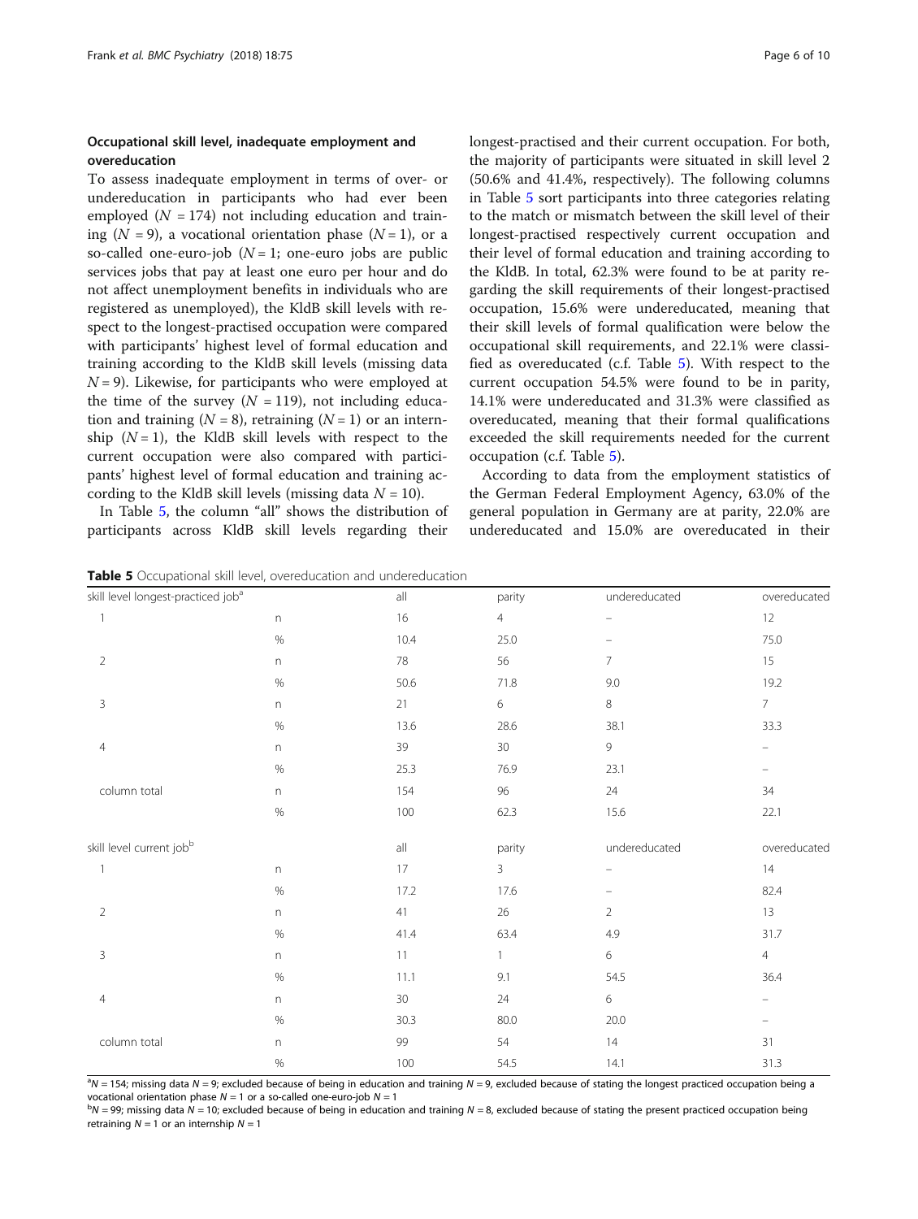### Occupational skill level, inadequate employment and overeducation

To assess inadequate employment in terms of over- or undereducation in participants who had ever been employed ($N = 174$) not including education and training ($N = 9$), a vocational orientation phase ($N = 1$), or a so-called one-euro-job ($N = 1$; one-euro jobs are public services jobs that pay at least one euro per hour and do not affect unemployment benefits in individuals who are registered as unemployed), the KldB skill levels with respect to the longest-practised occupation were compared with participants' highest level of formal education and training according to the KldB skill levels (missing data $N = 9$). Likewise, for participants who were employed at the time of the survey ($N = 119$), not including education and training ($N = 8$), retraining ($N = 1$) or an internship ($N = 1$), the KldB skill levels with respect to the current occupation were also compared with participants' highest level of formal education and training according to the KldB skill levels (missing data $N = 10$).

In Table 5, the column "all" shows the distribution of participants across KldB skill levels regarding their longest-practised and their current occupation. For both, the majority of participants were situated in skill level 2 (50.6% and 41.4%, respectively). The following columns in Table 5 sort participants into three categories relating to the match or mismatch between the skill level of their longest-practised respectively current occupation and their level of formal education and training according to the KldB. In total, 62.3% were found to be at parity regarding the skill requirements of their longest-practised occupation, 15.6% were undereducated, meaning that their skill levels of formal qualification were below the occupational skill requirements, and 22.1% were classified as overeducated (c.f. Table 5). With respect to the current occupation 54.5% were found to be in parity, 14.1% were undereducated and 31.3% were classified as overeducated, meaning that their formal qualifications exceeded the skill requirements needed for the current occupation (c.f. Table 5).

According to data from the employment statistics of the German Federal Employment Agency, 63.0% of the general population in Germany are at parity, 22.0% are undereducated and 15.0% are overeducated in their

**Table 5** Occupational skill level, overeducation and undereducation

| skill level longest-practiced job[a] | | all | parity | undereducated | overeducated |
|---|---|---|---|---|---|
| 1 | n | 16 | 4 | – | 12 |
| | % | 10.4 | 25.0 | – | 75.0 |
| 2 | n | 78 | 56 | 7 | 15 |
| | % | 50.6 | 71.8 | 9.0 | 19.2 |
| 3 | n | 21 | 6 | 8 | 7 |
| | % | 13.6 | 28.6 | 38.1 | 33.3 |
| 4 | n | 39 | 30 | 9 | – |
| | % | 25.3 | 76.9 | 23.1 | – |
| column total | n | 154 | 96 | 24 | 34 |
| | % | 100 | 62.3 | 15.6 | 22.1 |
| **skill level current job[b]** | | **all** | **parity** | **undereducated** | **overeducated** |
| 1 | n | 17 | 3 | – | 14 |
| | % | 17.2 | 17.6 | – | 82.4 |
| 2 | n | 41 | 26 | 2 | 13 |
| | % | 41.4 | 63.4 | 4.9 | 31.7 |
| 3 | n | 11 | 1 | 6 | 4 |
| | % | 11.1 | 9.1 | 54.5 | 36.4 |
| 4 | n | 30 | 24 | 6 | – |
| | % | 30.3 | 80.0 | 20.0 | – |
| column total | n | 99 | 54 | 14 | 31 |
| | % | 100 | 54.5 | 14.1 | 31.3 |

[a] $N = 154$; missing data $N = 9$; excluded because of being in education and training $N = 9$, excluded because of stating the longest practiced occupation being a vocational orientation phase $N = 1$ or a so-called one-euro-job $N = 1$

[b] $N = 99$; missing data $N = 10$; excluded because of being in education and training $N = 8$, excluded because of stating the present practiced occupation being retraining $N = 1$ or an internship $N = 1$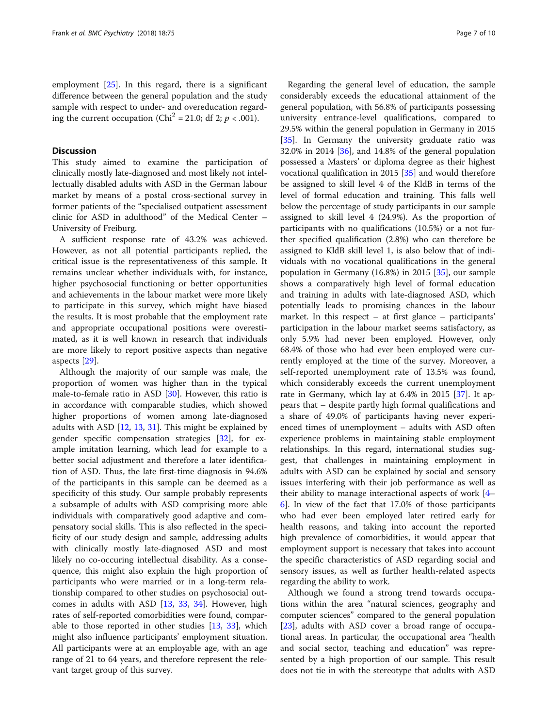employment [25]. In this regard, there is a significant difference between the general population and the study sample with respect to under- and overeducation regarding the current occupation ($Chi^2 = 21.0$; df 2; $p < .001$).

## Discussion

This study aimed to examine the participation of clinically mostly late-diagnosed and most likely not intellectually disabled adults with ASD in the German labour market by means of a postal cross-sectional survey in former patients of the "specialised outpatient assessment clinic for ASD in adulthood" of the Medical Center – University of Freiburg.

A sufficient response rate of 43.2% was achieved. However, as not all potential participants replied, the critical issue is the representativeness of this sample. It remains unclear whether individuals with, for instance, higher psychosocial functioning or better opportunities and achievements in the labour market were more likely to participate in this survey, which might have biased the results. It is most probable that the employment rate and appropriate occupational positions were overestimated, as it is well known in research that individuals are more likely to report positive aspects than negative aspects [29].

Although the majority of our sample was male, the proportion of women was higher than in the typical male-to-female ratio in ASD [30]. However, this ratio is in accordance with comparable studies, which showed higher proportions of women among late-diagnosed adults with ASD [12, 13, 31]. This might be explained by gender specific compensation strategies [32], for example imitation learning, which lead for example to a better social adjustment and therefore a later identification of ASD. Thus, the late first-time diagnosis in 94.6% of the participants in this sample can be deemed as a specificity of this study. Our sample probably represents a subsample of adults with ASD comprising more able individuals with comparatively good adaptive and compensatory social skills. This is also reflected in the specificity of our study design and sample, addressing adults with clinically mostly late-diagnosed ASD and most likely no co-occuring intellectual disability. As a consequence, this might also explain the high proportion of participants who were married or in a long-term relationship compared to other studies on psychosocial outcomes in adults with ASD [13, 33, 34]. However, high rates of self-reported comorbidities were found, comparable to those reported in other studies [13, 33], which might also influence participants' employment situation. All participants were at an employable age, with an age range of 21 to 64 years, and therefore represent the relevant target group of this survey.

Regarding the general level of education, the sample considerably exceeds the educational attainment of the general population, with 56.8% of participants possessing university entrance-level qualifications, compared to 29.5% within the general population in Germany in 2015 [35]. In Germany the university graduate ratio was 32.0% in 2014 [36], and 14.8% of the general population possessed a Masters' or diploma degree as their highest vocational qualification in 2015 [35] and would therefore be assigned to skill level 4 of the KldB in terms of the level of formal education and training. This falls well below the percentage of study participants in our sample assigned to skill level 4 (24.9%). As the proportion of participants with no qualifications (10.5%) or a not further specified qualification (2.8%) who can therefore be assigned to KldB skill level 1, is also below that of individuals with no vocational qualifications in the general population in Germany (16.8%) in 2015 [35], our sample shows a comparatively high level of formal education and training in adults with late-diagnosed ASD, which potentially leads to promising chances in the labour market. In this respect – at first glance – participants' participation in the labour market seems satisfactory, as only 5.9% had never been employed. However, only 68.4% of those who had ever been employed were currently employed at the time of the survey. Moreover, a self-reported unemployment rate of 13.5% was found, which considerably exceeds the current unemployment rate in Germany, which lay at 6.4% in 2015 [37]. It appears that – despite partly high formal qualifications and a share of 49.0% of participants having never experienced times of unemployment – adults with ASD often experience problems in maintaining stable employment relationships. In this regard, international studies suggest, that challenges in maintaining employment in adults with ASD can be explained by social and sensory issues interfering with their job performance as well as their ability to manage interactional aspects of work [4–6]. In view of the fact that 17.0% of those participants who had ever been employed later retired early for health reasons, and taking into account the reported high prevalence of comorbidities, it would appear that employment support is necessary that takes into account the specific characteristics of ASD regarding social and sensory issues, as well as further health-related aspects regarding the ability to work.

Although we found a strong trend towards occupations within the area "natural sciences, geography and computer sciences" compared to the general population [23], adults with ASD cover a broad range of occupational areas. In particular, the occupational area "health and social sector, teaching and education" was represented by a high proportion of our sample. This result does not tie in with the stereotype that adults with ASD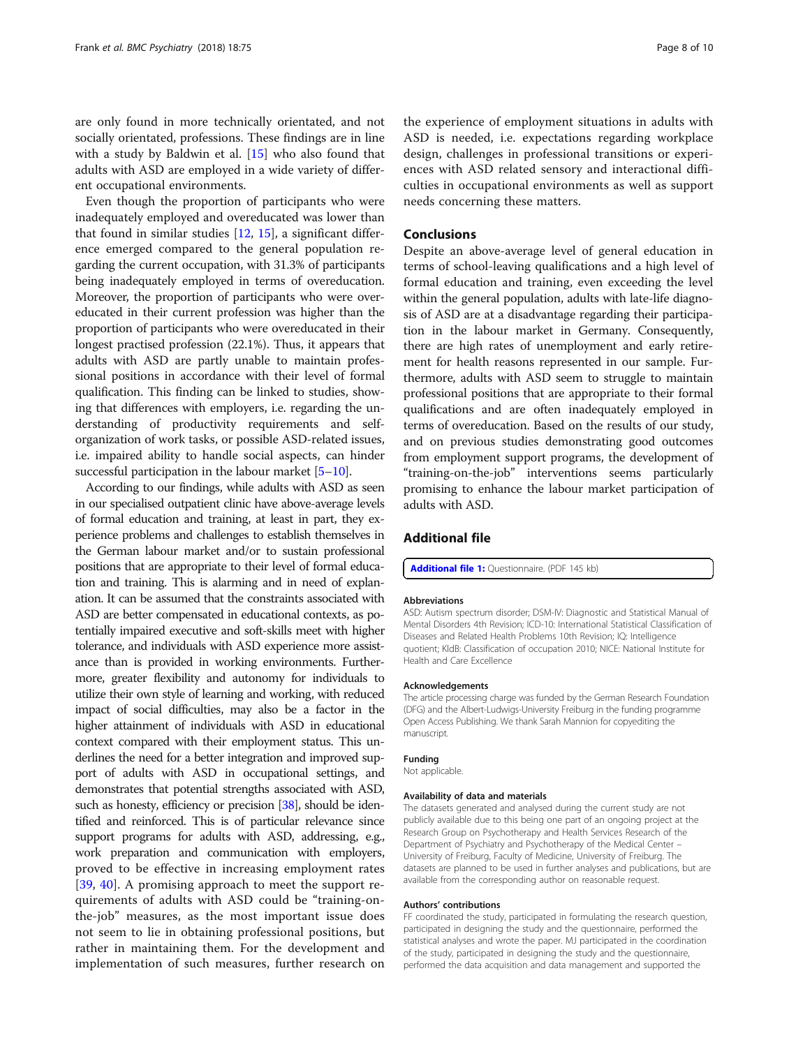are only found in more technically orientated, and not socially orientated, professions. These findings are in line with a study by Baldwin et al. [15] who also found that adults with ASD are employed in a wide variety of different occupational environments.

Even though the proportion of participants who were inadequately employed and overeducated was lower than that found in similar studies [12, 15], a significant difference emerged compared to the general population regarding the current occupation, with 31.3% of participants being inadequately employed in terms of overeducation. Moreover, the proportion of participants who were overeducated in their current profession was higher than the proportion of participants who were overeducated in their longest practised profession (22.1%). Thus, it appears that adults with ASD are partly unable to maintain professional positions in accordance with their level of formal qualification. This finding can be linked to studies, showing that differences with employers, i.e. regarding the understanding of productivity requirements and self-organization of work tasks, or possible ASD-related issues, i.e. impaired ability to handle social aspects, can hinder successful participation in the labour market [5–10].

According to our findings, while adults with ASD as seen in our specialised outpatient clinic have above-average levels of formal education and training, at least in part, they experience problems and challenges to establish themselves in the German labour market and/or to sustain professional positions that are appropriate to their level of formal education and training. This is alarming and in need of explanation. It can be assumed that the constraints associated with ASD are better compensated in educational contexts, as potentially impaired executive and soft-skills meet with higher tolerance, and individuals with ASD experience more assistance than is provided in working environments. Furthermore, greater flexibility and autonomy for individuals to utilize their own style of learning and working, with reduced impact of social difficulties, may also be a factor in the higher attainment of individuals with ASD in educational context compared with their employment status. This underlines the need for a better integration and improved support of adults with ASD in occupational settings, and demonstrates that potential strengths associated with ASD, such as honesty, efficiency or precision [38], should be identified and reinforced. This is of particular relevance since support programs for adults with ASD, addressing, e.g., work preparation and communication with employers, proved to be effective in increasing employment rates [39, 40]. A promising approach to meet the support requirements of adults with ASD could be "training-on-the-job" measures, as the most important issue does not seem to lie in obtaining professional positions, but rather in maintaining them. For the development and implementation of such measures, further research on the experience of employment situations in adults with ASD is needed, i.e. expectations regarding workplace design, challenges in professional transitions or experiences with ASD related sensory and interactional difficulties in occupational environments as well as support needs concerning these matters.

## Conclusions

Despite an above-average level of general education in terms of school-leaving qualifications and a high level of formal education and training, even exceeding the level within the general population, adults with late-life diagnosis of ASD are at a disadvantage regarding their participation in the labour market in Germany. Consequently, there are high rates of unemployment and early retirement for health reasons represented in our sample. Furthermore, adults with ASD seem to struggle to maintain professional positions that are appropriate to their formal qualifications and are often inadequately employed in terms of overeducation. Based on the results of our study, and on previous studies demonstrating good outcomes from employment support programs, the development of "training-on-the-job" interventions seems particularly promising to enhance the labour market participation of adults with ASD.

## Additional file

**Additional file 1:** Questionnaire. (PDF 145 kb)

#### Abbreviations

ASD: Autism spectrum disorder; DSM-IV: Diagnostic and Statistical Manual of Mental Disorders 4th Revision; ICD-10: International Statistical Classification of Diseases and Related Health Problems 10th Revision; IQ: Intelligence quotient; KldB: Classification of occupation 2010; NICE: National Institute for Health and Care Excellence

#### Acknowledgements

The article processing charge was funded by the German Research Foundation (DFG) and the Albert-Ludwigs-University Freiburg in the funding programme Open Access Publishing. We thank Sarah Mannion for copyediting the manuscript.

#### Funding

Not applicable.

#### Availability of data and materials

The datasets generated and analysed during the current study are not publicly available due to this being one part of an ongoing project at the Research Group on Psychotherapy and Health Services Research of the Department of Psychiatry and Psychotherapy of the Medical Center – University of Freiburg, Faculty of Medicine, University of Freiburg. The datasets are planned to be used in further analyses and publications, but are available from the corresponding author on reasonable request.

#### Authors' contributions

FF coordinated the study, participated in formulating the research question, participated in designing the study and the questionnaire, performed the statistical analyses and wrote the paper. MJ participated in the coordination of the study, participated in designing the study and the questionnaire, performed the data acquisition and data management and supported the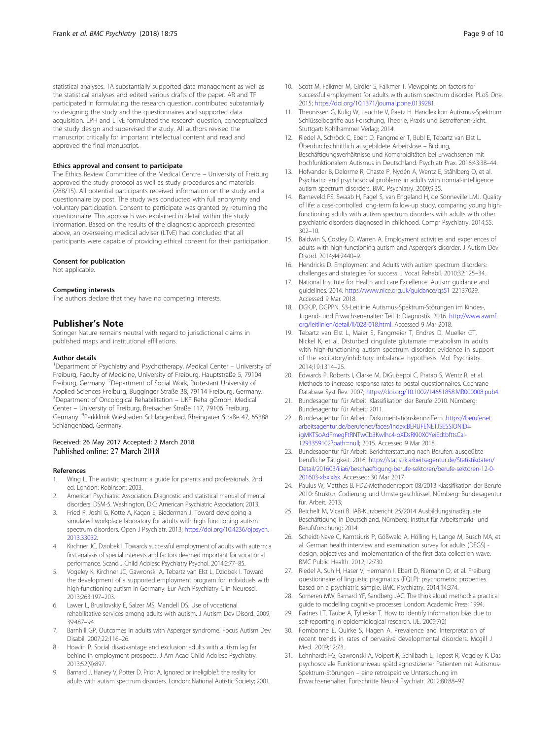statistical analyses. TA substantially supported data management as well as the statistical analyses and edited various drafts of the paper. AR and TF participated in formulating the research question, contributed substantially to designing the study and the questionnaires and supported data acquisition. LPH and LTvE formulated the research question, conceptualized the study design and supervised the study. All authors revised the manuscript critically for important intellectual content and read and approved the final manuscript.

#### Ethics approval and consent to participate

The Ethics Review Committee of the Medical Centre – University of Freiburg approved the study protocol as well as study procedures and materials (288/15). All potential participants received information on the study and a questionnaire by post. The study was conducted with full anonymity and voluntary participation. Consent to participate was granted by returning the questionnaire. This approach was explained in detail within the study information. Based on the results of the diagnostic approach presented above, an overseeing medical adviser (LTvE) had concluded that all participants were capable of providing ethical consent for their participation.

#### Consent for publication

Not applicable.

#### Competing interests

The authors declare that they have no competing interests.

## Publisher's Note

Springer Nature remains neutral with regard to jurisdictional claims in published maps and institutional affiliations.

#### Author details

[1]Department of Psychiatry and Psychotherapy, Medical Center – University of Freiburg, Faculty of Medicine, University of Freiburg, Hauptstraße 5, 79104 Freiburg, Germany. [2]Department of Social Work, Protestant University of Applied Sciences Freiburg, Bugginger Straße 38, 79114 Freiburg, Germany. [3]Department of Oncological Rehabilitation – UKF Reha gGmbH, Medical Center – University of Freiburg, Breisacher Straße 117, 79106 Freiburg, Germany. [4]Parkklinik Wiesbaden Schlangenbad, Rheingauer Straße 47, 65388 Schlangenbad, Germany.

Received: 26 May 2017 Accepted: 2 March 2018
Published online: 27 March 2018

#### References

1. Wing L. The autistic spectrum: a guide for parents and professionals. 2nd ed. London: Robinson; 2003.
2. American Psychiatric Association. Diagnostic and statistical manual of mental disorders: DSM-5. Washington, D.C: American Psychiatric Association; 2013.
3. Fried R, Joshi G, Kotte A, Kagan E, Biederman J. Toward developing a simulated workplace laboratory for adults with high functioning autism spectrum disorders. Open J Psychiatr. 2013; https://doi.org/10.4236/ojpsych.2013.33032.
4. Kirchner JC, Dziobek I. Towards successful employment of adults with autism: a first analysis of special interests and factors deemed important for vocational performance. Scand J Child Adolesc Psychiatry Psychol. 2014;2:77–85.
5. Vogeley K, Kirchner JC, Gawronski A, Tebartz van Elst L, Dziobek I. Toward the development of a supported employment program for individuals with high-functioning autism in Germany. Eur Arch Psychiatry Clin Neurosci. 2013;263:197–203.
6. Lawer L, Brusilovskiy E, Salzer MS, Mandell DS. Use of vocational rehabilitative services among adults with autism. J Autism Dev Disord. 2009; 39:487–94.
7. Barnhill GP. Outcomes in adults with Asperger syndrome. Focus Autism Dev Disabil. 2007;22:116–26.
8. Howlin P. Social disadvantage and exclusion: adults with autism lag far behind in employment prospects. J Am Acad Child Adolesc Psychiatry. 2013;52(9):897.
9. Barnard J, Harvey V, Potter D, Prior A. Ignored or ineligible?: the reality for adults with autism spectrum disorders. London: National Autistic Society; 2001.
10. Scott M, Falkmer M, Girdler S, Falkmer T. Viewpoints on factors for successful employment for adults with autism spectrum disorder. PLoS One. 2015; https://doi.org/10.1371/journal.pone.0139281.
11. Theunissen G, Kulig W, Leuchte V, Paetz H. Handlexikon Autismus-Spektrum: Schlüsselbegriffe aus Forschung, Theorie, Praxis und Betroffenen-Sicht. Stuttgart: Kohlhammer Verlag; 2014.
12. Riedel A, Schröck C, Ebert D, Fangmeier T, Bubl E, Tebartz van Elst L. Überdurchschnittlich ausgebildete Arbeitslose – Bildung, Beschäftigungsverhältnisse und Komorbiditäten bei Erwachsenen mit hochfunktionalem Autismus in Deutschland. Psychiatr Prax. 2016;43:38–44.
13. Hofvander B, Delorme R, Chaste P, Nydén A, Wentz E, Ståhlberg O, et al. Psychiatric and psychosocial problems in adults with normal-intelligence autism spectrum disorders. BMC Psychiatry. 2009;9:35.
14. Barneveld PS, Swaab H, Fagel S, van Engeland H, de Sonneville LMJ. Quality of life: a case-controlled long-term follow-up study, comparing young high-functioning adults with autism spectrum disorders with adults with other psychiatric disorders diagnosed in childhood. Compr Psychiatry. 2014;55: 302–10.
15. Baldwin S, Costley D, Warren A. Employment activities and experiences of adults with high-functioning autism and Asperger's disorder. J Autism Dev Disord. 2014;44:2440–9.
16. Hendricks D. Employment and Adults with autism spectrum disorders: challenges and strategies for success. J Vocat Rehabil. 2010;32:125–34.
17. National Institute for Health and care Excellence. Autism: guidance and guidelines. 2014. https://www.nice.org.uk/guidance/qs51 22137029. Accessed 9 Mar 2018.
18. DGKJP, DGPPN. S3-Leitlinie Autismus-Spektrum-Störungen im Kindes-, Jugend- und Erwachsenenalter: Teil 1: Diagnostik. 2016. http://www.awmf.org/leitlinien/detail/ll/028-018.html. Accessed 9 Mar 2018.
19. Tebartz van Elst L, Maier S, Fangmeier T, Endres D, Mueller GT, Nickel K, et al. Disturbed cingulate glutamate metabolism in adults with high-functioning autism spectrum disorder: evidence in support of the excitatory/inhibitory imbalance hypothesis. Mol Psychiatry. 2014;19:1314–25.
20. Edwards P, Roberts I, Clarke M, DiGuiseppi C, Pratap S, Wentz R, et al. Methods to increase response rates to postal questionnaires. Cochrane Database Syst Rev. 2007; https://doi.org/10.1002/14651858.MR000008.pub4.
21. Bundesagentur für Arbeit. Klassifikation der Berufe 2010. Nürnberg: Bundesagentur für Arbeit; 2011.
22. Bundesagentur für Arbeit: Dokumentationskennziffern. https://berufenet.arbeitsagentur.de/berufenet/faces/index;BERUFENETJSESSIONID=igMKTSoAdFmegFtRNTwCb3KwIhc4-oXDsRKI0X0YeiEdtbfttsCa!-1293359102?path=null; 2015. Accessed 9 Mar 2018.
23. Bundesagentur für Arbeit. Berichterstattung nach Berufen: ausgeübte berufliche Tätigkeit. 2016. https://statistik.arbeitsagentur.de/Statistikdaten/Detail/201603/iiia6/beschaeftigung-berufe-sektoren/berufe-sektoren-12-0-201603-xlsx.xlsx. Accessed: 30 Mar 2017.
24. Paulus W, Matthes B. FDZ-Methodenreport 08/2013 Klassifikation der Berufe 2010: Struktur, Codierung und Umsteigeschlüssel. Nürnberg: Bundesagentur für. Arbeit. 2013;
25. Reichelt M, Vicari B. IAB-Kurzbericht 25/2014 Ausbildungsinadäquate Beschäftigung in Deutschland. Nürnberg: Institut für Arbeitsmarkt- und Berufsforschung; 2014.
26. Scheidt-Nave C, Kamtsiuris P, Gößwald A, Hölling H, Lange M, Busch MA, et al. German health interview and examination survey for adults (DEGS) - design, objectives and implementation of the first data collection wave. BMC Public Health. 2012;12:730.
27. Riedel A, Suh H, Haser V, Hermann I, Ebert D, Riemann D, et al. Freiburg questionnaire of linguistic pragmatics (FQLP): psychometric properties based on a psychiatric sample. BMC Psychiatry. 2014;14:374.
28. Someren MW, Barnard YF, Sandberg JAC. The think aloud method: a practical guide to modelling cognitive processes. London: Academic Press; 1994.
29. Fadnes LT, Taube A, Tylleskär T. How to identify information bias due to self-reporting in epidemiological research. IJE. 2009;7(2)
30. Fombonne E, Quirke S, Hagen A. Prevalence and Interpretation of recent trends in rates of pervasive developmental disorders. Mcgill J Med. 2009;12:73.
31. Lehnhardt FG, Gawronski A, Volpert K, Schilbach L, Tepest R, Vogeley K. Das psychosoziale Funktionsniveau spätdiagnostizierter Patienten mit Autismus-Spektrum-Störungen – eine retrospektive Untersuchung im Erwachsenenalter. Fortschritte Neurol Psychiatr. 2012;80:88–97.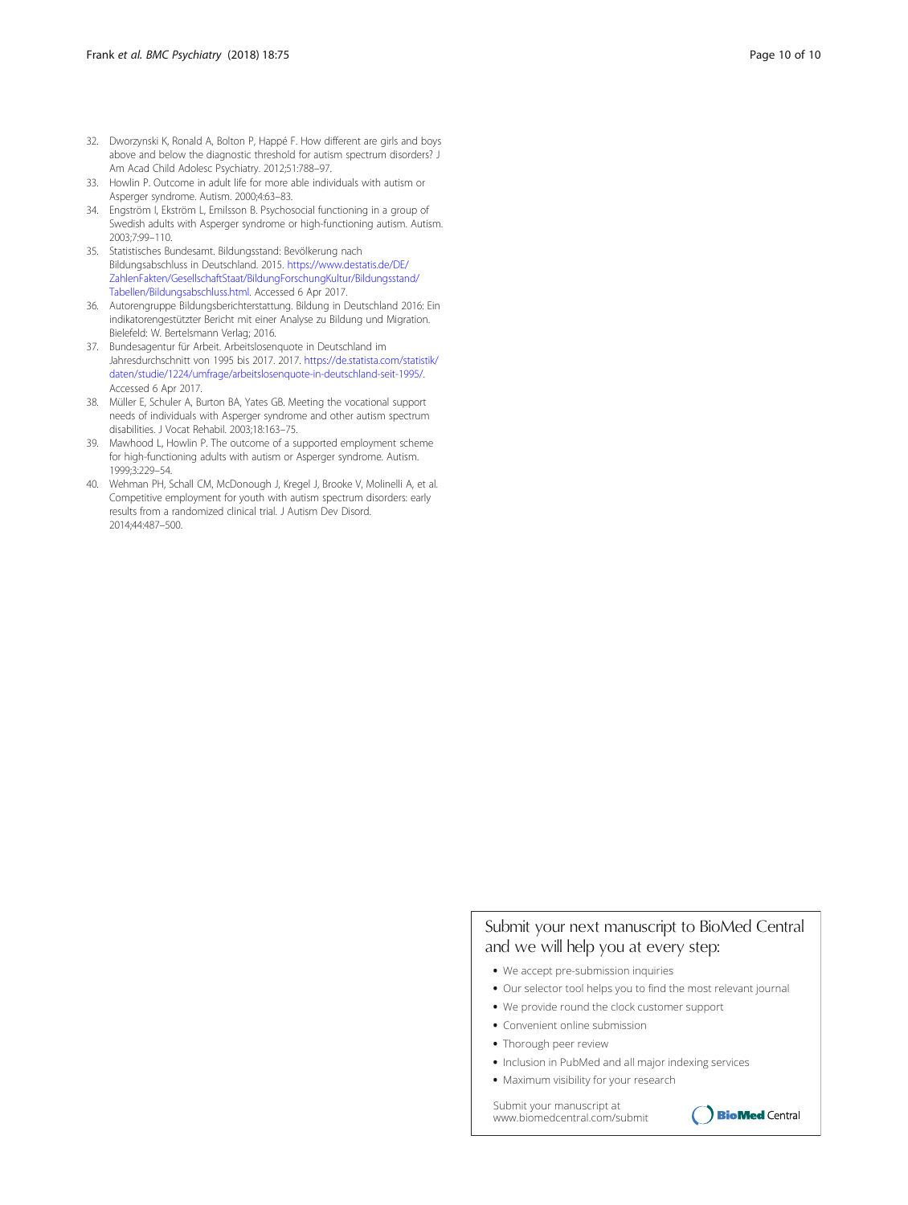32. Dworzynski K, Ronald A, Bolton P, Happé F. How different are girls and boys above and below the diagnostic threshold for autism spectrum disorders? J Am Acad Child Adolesc Psychiatry. 2012;51:788–97.
33. Howlin P. Outcome in adult life for more able individuals with autism or Asperger syndrome. Autism. 2000;4:63–83.
34. Engström I, Ekström L, Emilsson B. Psychosocial functioning in a group of Swedish adults with Asperger syndrome or high-functioning autism. Autism. 2003;7:99–110.
35. Statistisches Bundesamt. Bildungsstand: Bevölkerung nach Bildungsabschluss in Deutschland. 2015. https://www.destatis.de/DE/ZahlenFakten/GesellschaftStaat/BildungForschungKultur/Bildungsstand/Tabellen/Bildungsabschluss.html. Accessed 6 Apr 2017.
36. Autorengruppe Bildungsberichterstattung. Bildung in Deutschland 2016: Ein indikatorengestützter Bericht mit einer Analyse zu Bildung und Migration. Bielefeld: W. Bertelsmann Verlag; 2016.
37. Bundesagentur für Arbeit. Arbeitslosenquote in Deutschland im Jahresdurchschnitt von 1995 bis 2017. 2017. https://de.statista.com/statistik/daten/studie/1224/umfrage/arbeitslosenquote-in-deutschland-seit-1995/. Accessed 6 Apr 2017.
38. Müller E, Schuler A, Burton BA, Yates GB. Meeting the vocational support needs of individuals with Asperger syndrome and other autism spectrum disabilities. J Vocat Rehabil. 2003;18:163–75.
39. Mawhood L, Howlin P. The outcome of a supported employment scheme for high-functioning adults with autism or Asperger syndrome. Autism. 1999;3:229–54.
40. Wehman PH, Schall CM, McDonough J, Kregel J, Brooke V, Molinelli A, et al. Competitive employment for youth with autism spectrum disorders: early results from a randomized clinical trial. J Autism Dev Disord. 2014;44:487–500.

Submit your next manuscript to BioMed Central and we will help you at every step:

- We accept pre-submission inquiries
- Our selector tool helps you to find the most relevant journal
- We provide round the clock customer support
- Convenient online submission
- Thorough peer review
- Inclusion in PubMed and all major indexing services
- Maximum visibility for your research

Submit your manuscript at www.biomedcentral.com/submit

BioMed Central